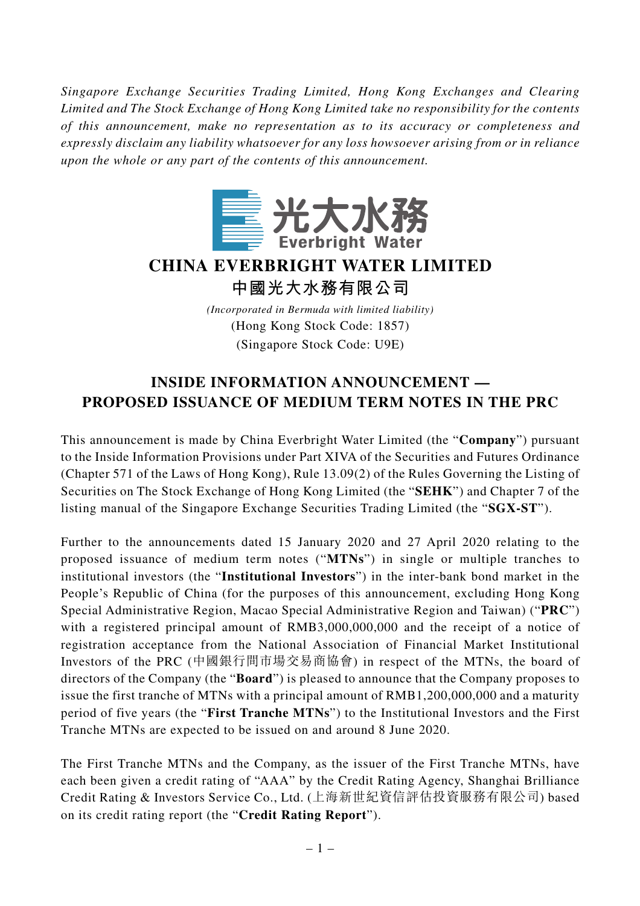*Singapore Exchange Securities Trading Limited, Hong Kong Exchanges and Clearing Limited and The Stock Exchange of Hong Kong Limited take no responsibility for the contents of this announcement, make no representation as to its accuracy or completeness and expressly disclaim any liability whatsoever for any loss howsoever arising from or in reliance upon the whole or any part of the contents of this announcement.*

光大水務
Everbright Water

# CHINA EVERBRIGHT WATER LIMITED
# 中國光大水務有限公司

*(Incorporated in Bermuda with limited liability)*
(Hong Kong Stock Code: 1857)
(Singapore Stock Code: U9E)

## INSIDE INFORMATION ANNOUNCEMENT — PROPOSED ISSUANCE OF MEDIUM TERM NOTES IN THE PRC

This announcement is made by China Everbright Water Limited (the "**Company**") pursuant to the Inside Information Provisions under Part XIVA of the Securities and Futures Ordinance (Chapter 571 of the Laws of Hong Kong), Rule 13.09(2) of the Rules Governing the Listing of Securities on The Stock Exchange of Hong Kong Limited (the "**SEHK**") and Chapter 7 of the listing manual of the Singapore Exchange Securities Trading Limited (the "**SGX-ST**").

Further to the announcements dated 15 January 2020 and 27 April 2020 relating to the proposed issuance of medium term notes ("**MTNs**") in single or multiple tranches to institutional investors (the "**Institutional Investors**") in the inter-bank bond market in the People's Republic of China (for the purposes of this announcement, excluding Hong Kong Special Administrative Region, Macao Special Administrative Region and Taiwan) ("**PRC**") with a registered principal amount of RMB3,000,000,000 and the receipt of a notice of registration acceptance from the National Association of Financial Market Institutional Investors of the PRC (中國銀行間市場交易商協會) in respect of the MTNs, the board of directors of the Company (the "**Board**") is pleased to announce that the Company proposes to issue the first tranche of MTNs with a principal amount of RMB1,200,000,000 and a maturity period of five years (the "**First Tranche MTNs**") to the Institutional Investors and the First Tranche MTNs are expected to be issued on and around 8 June 2020.

The First Tranche MTNs and the Company, as the issuer of the First Tranche MTNs, have each been given a credit rating of "AAA" by the Credit Rating Agency, Shanghai Brilliance Credit Rating & Investors Service Co., Ltd. (上海新世紀資信評估投資服務有限公司) based on its credit rating report (the "**Credit Rating Report**").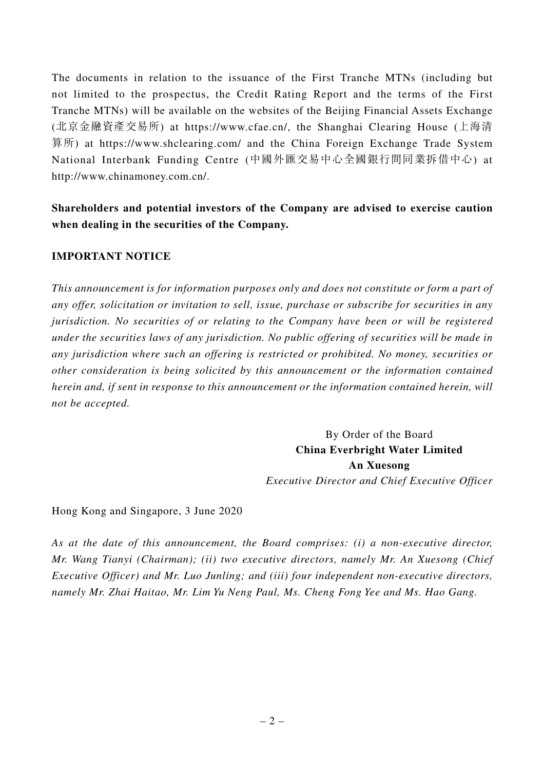The documents in relation to the issuance of the First Tranche MTNs (including but not limited to the prospectus, the Credit Rating Report and the terms of the First Tranche MTNs) will be available on the websites of the Beijing Financial Assets Exchange (北京金融資產交易所) at https://www.cfae.cn/, the Shanghai Clearing House (上海清算所) at https://www.shclearing.com/ and the China Foreign Exchange Trade System National Interbank Funding Centre (中國外匯交易中心全國銀行間同業拆借中心) at http://www.chinamoney.com.cn/.

**Shareholders and potential investors of the Company are advised to exercise caution when dealing in the securities of the Company.**

**IMPORTANT NOTICE**

*This announcement is for information purposes only and does not constitute or form a part of any offer, solicitation or invitation to sell, issue, purchase or subscribe for securities in any jurisdiction. No securities of or relating to the Company have been or will be registered under the securities laws of any jurisdiction. No public offering of securities will be made in any jurisdiction where such an offering is restricted or prohibited. No money, securities or other consideration is being solicited by this announcement or the information contained herein and, if sent in response to this announcement or the information contained herein, will not be accepted.*

By Order of the Board
**China Everbright Water Limited**
**An Xuesong**
*Executive Director and Chief Executive Officer*

Hong Kong and Singapore, 3 June 2020

*As at the date of this announcement, the Board comprises: (i) a non-executive director, Mr. Wang Tianyi (Chairman); (ii) two executive directors, namely Mr. An Xuesong (Chief Executive Officer) and Mr. Luo Junling; and (iii) four independent non-executive directors, namely Mr. Zhai Haitao, Mr. Lim Yu Neng Paul, Ms. Cheng Fong Yee and Ms. Hao Gang.*